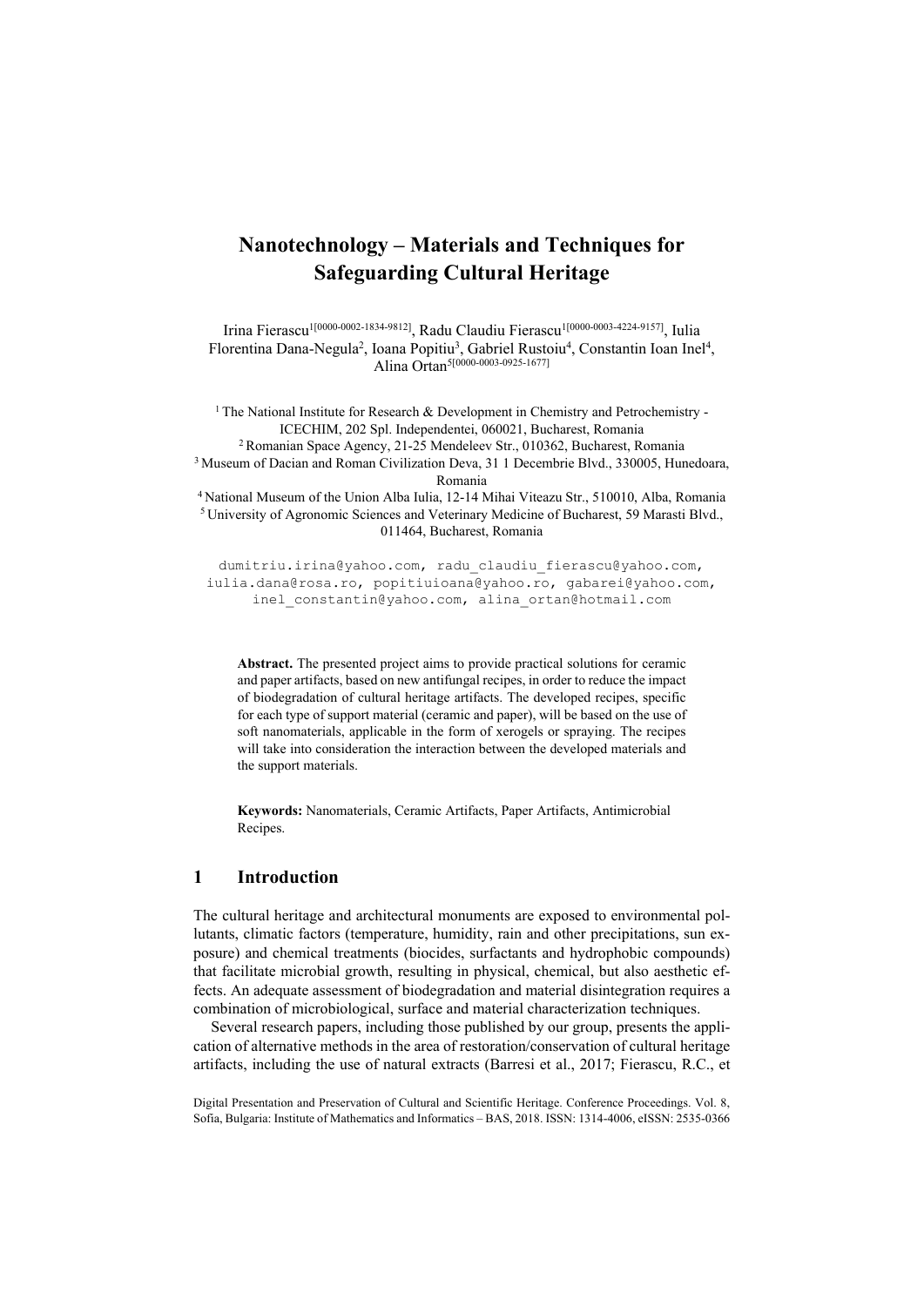# Nanotechnology – Materials and Techniques for Safeguarding Cultural Heritage

Irina Fierascu[1[0000-0002-1834-9812]], Radu Claudiu Fierascu[1[0000-0003-4224-9157]], Iulia Florentina Dana-Negula[2], Ioana Popitiu[3], Gabriel Rustoiu[4], Constantin Ioan Inel[4], Alina Ortan[5[0000-0003-0925-1677]]

[1] The National Institute for Research & Development in Chemistry and Petrochemistry - ICECHIM, 202 Spl. Independentei, 060021, Bucharest, Romania
[2] Romanian Space Agency, 21-25 Mendeleev Str., 010362, Bucharest, Romania
[3] Museum of Dacian and Roman Civilization Deva, 31 1 Decembrie Blvd., 330005, Hunedoara, Romania
[4] National Museum of the Union Alba Iulia, 12-14 Mihai Viteazu Str., 510010, Alba, Romania
[5] University of Agronomic Sciences and Veterinary Medicine of Bucharest, 59 Marasti Blvd., 011464, Bucharest, Romania

dumitriu.irina@yahoo.com, radu_claudiu_fierascu@yahoo.com, iulia.dana@rosa.ro, popitiuioana@yahoo.ro, gabarei@yahoo.com, inel_constantin@yahoo.com, alina_ortan@hotmail.com

**Abstract.** The presented project aims to provide practical solutions for ceramic and paper artifacts, based on new antifungal recipes, in order to reduce the impact of biodegradation of cultural heritage artifacts. The developed recipes, specific for each type of support material (ceramic and paper), will be based on the use of soft nanomaterials, applicable in the form of xerogels or spraying. The recipes will take into consideration the interaction between the developed materials and the support materials.

**Keywords:** Nanomaterials, Ceramic Artifacts, Paper Artifacts, Antimicrobial Recipes.

## 1 Introduction

The cultural heritage and architectural monuments are exposed to environmental pollutants, climatic factors (temperature, humidity, rain and other precipitations, sun exposure) and chemical treatments (biocides, surfactants and hydrophobic compounds) that facilitate microbial growth, resulting in physical, chemical, but also aesthetic effects. An adequate assessment of biodegradation and material disintegration requires a combination of microbiological, surface and material characterization techniques.

Several research papers, including those published by our group, presents the application of alternative methods in the area of restoration/conservation of cultural heritage artifacts, including the use of natural extracts (Barresi et al., 2017; Fierascu, R.C., et

Digital Presentation and Preservation of Cultural and Scientific Heritage. Conference Proceedings. Vol. 8, Sofia, Bulgaria: Institute of Mathematics and Informatics – BAS, 2018. ISSN: 1314-4006, eISSN: 2535-0366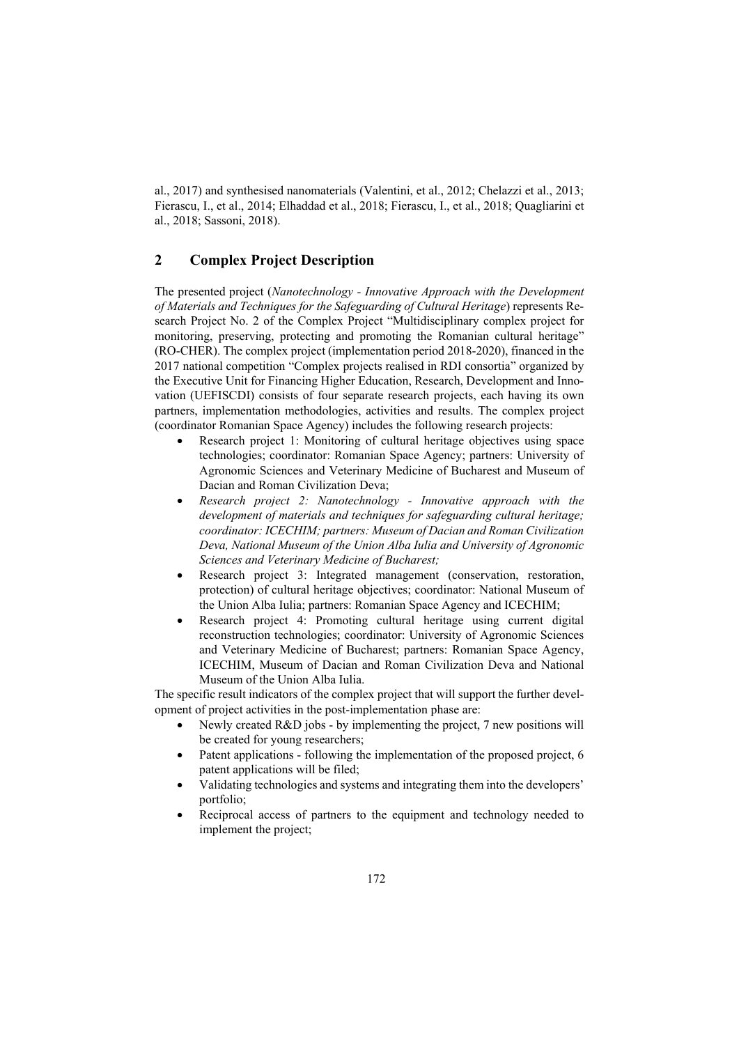al., 2017) and synthesised nanomaterials (Valentini, et al., 2012; Chelazzi et al., 2013; Fierascu, I., et al., 2014; Elhaddad et al., 2018; Fierascu, I., et al., 2018; Quagliarini et al., 2018; Sassoni, 2018).

## 2 Complex Project Description

The presented project (*Nanotechnology - Innovative Approach with the Development of Materials and Techniques for the Safeguarding of Cultural Heritage*) represents Research Project No. 2 of the Complex Project "Multidisciplinary complex project for monitoring, preserving, protecting and promoting the Romanian cultural heritage" (RO-CHER). The complex project (implementation period 2018-2020), financed in the 2017 national competition "Complex projects realised in RDI consortia" organized by the Executive Unit for Financing Higher Education, Research, Development and Innovation (UEFISCDI) consists of four separate research projects, each having its own partners, implementation methodologies, activities and results. The complex project (coordinator Romanian Space Agency) includes the following research projects:

- Research project 1: Monitoring of cultural heritage objectives using space technologies; coordinator: Romanian Space Agency; partners: University of Agronomic Sciences and Veterinary Medicine of Bucharest and Museum of Dacian and Roman Civilization Deva;
- *Research project 2: Nanotechnology - Innovative approach with the development of materials and techniques for safeguarding cultural heritage; coordinator: ICECHIM; partners: Museum of Dacian and Roman Civilization Deva, National Museum of the Union Alba Iulia and University of Agronomic Sciences and Veterinary Medicine of Bucharest;*
- Research project 3: Integrated management (conservation, restoration, protection) of cultural heritage objectives; coordinator: National Museum of the Union Alba Iulia; partners: Romanian Space Agency and ICECHIM;
- Research project 4: Promoting cultural heritage using current digital reconstruction technologies; coordinator: University of Agronomic Sciences and Veterinary Medicine of Bucharest; partners: Romanian Space Agency, ICECHIM, Museum of Dacian and Roman Civilization Deva and National Museum of the Union Alba Iulia.

The specific result indicators of the complex project that will support the further development of project activities in the post-implementation phase are:

- Newly created R&D jobs - by implementing the project, 7 new positions will be created for young researchers;
- Patent applications - following the implementation of the proposed project, 6 patent applications will be filed;
- Validating technologies and systems and integrating them into the developers' portfolio;
- Reciprocal access of partners to the equipment and technology needed to implement the project;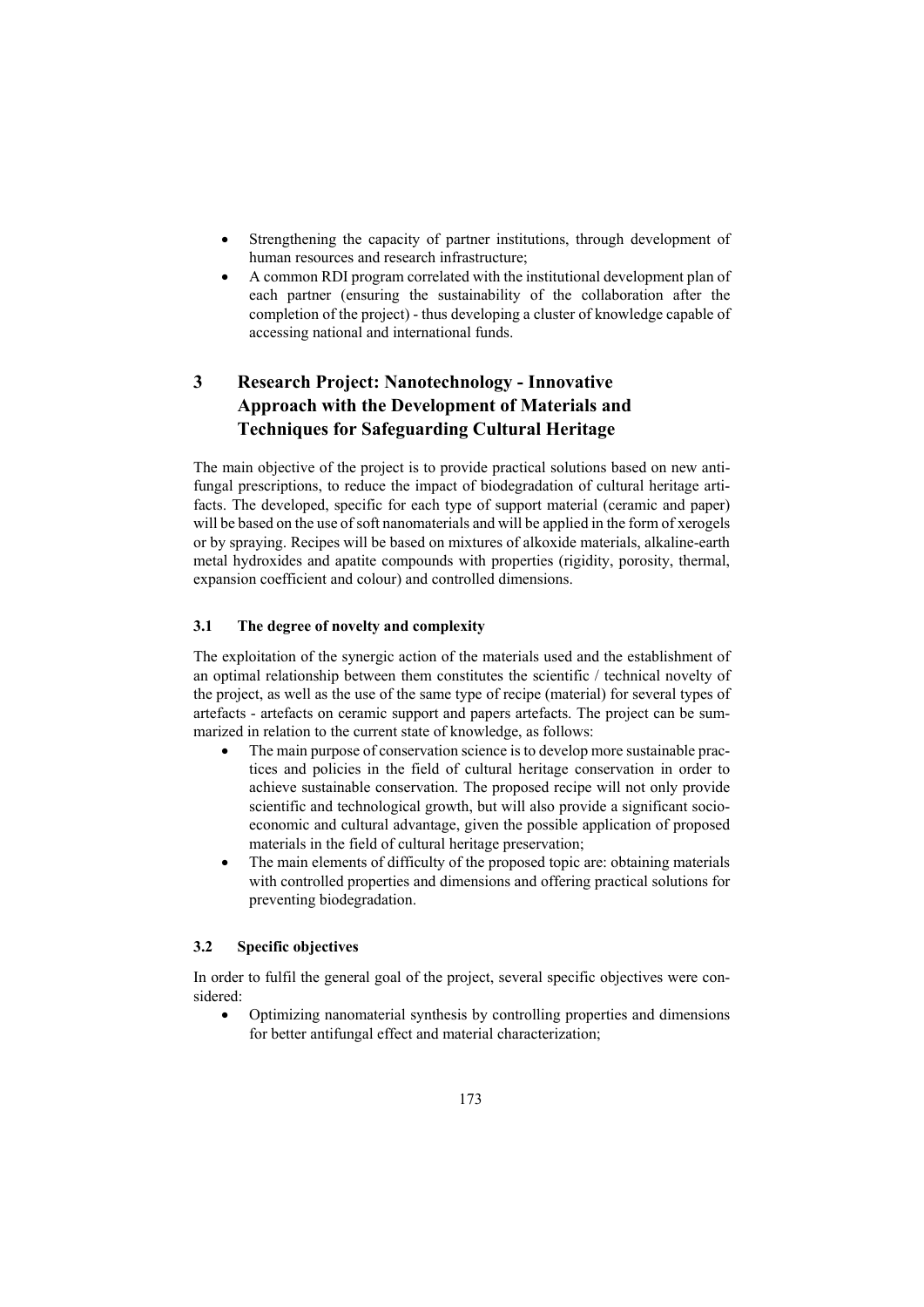- Strengthening the capacity of partner institutions, through development of human resources and research infrastructure;
- A common RDI program correlated with the institutional development plan of each partner (ensuring the sustainability of the collaboration after the completion of the project) - thus developing a cluster of knowledge capable of accessing national and international funds.

## 3 Research Project: Nanotechnology - Innovative Approach with the Development of Materials and Techniques for Safeguarding Cultural Heritage

The main objective of the project is to provide practical solutions based on new antifungal prescriptions, to reduce the impact of biodegradation of cultural heritage artifacts. The developed, specific for each type of support material (ceramic and paper) will be based on the use of soft nanomaterials and will be applied in the form of xerogels or by spraying. Recipes will be based on mixtures of alkoxide materials, alkaline-earth metal hydroxides and apatite compounds with properties (rigidity, porosity, thermal, expansion coefficient and colour) and controlled dimensions.

### 3.1 The degree of novelty and complexity

The exploitation of the synergic action of the materials used and the establishment of an optimal relationship between them constitutes the scientific / technical novelty of the project, as well as the use of the same type of recipe (material) for several types of artefacts - artefacts on ceramic support and papers artefacts. The project can be summarized in relation to the current state of knowledge, as follows:

- The main purpose of conservation science is to develop more sustainable practices and policies in the field of cultural heritage conservation in order to achieve sustainable conservation. The proposed recipe will not only provide scientific and technological growth, but will also provide a significant socio-economic and cultural advantage, given the possible application of proposed materials in the field of cultural heritage preservation;
- The main elements of difficulty of the proposed topic are: obtaining materials with controlled properties and dimensions and offering practical solutions for preventing biodegradation.

### 3.2 Specific objectives

In order to fulfil the general goal of the project, several specific objectives were considered:

- Optimizing nanomaterial synthesis by controlling properties and dimensions for better antifungal effect and material characterization;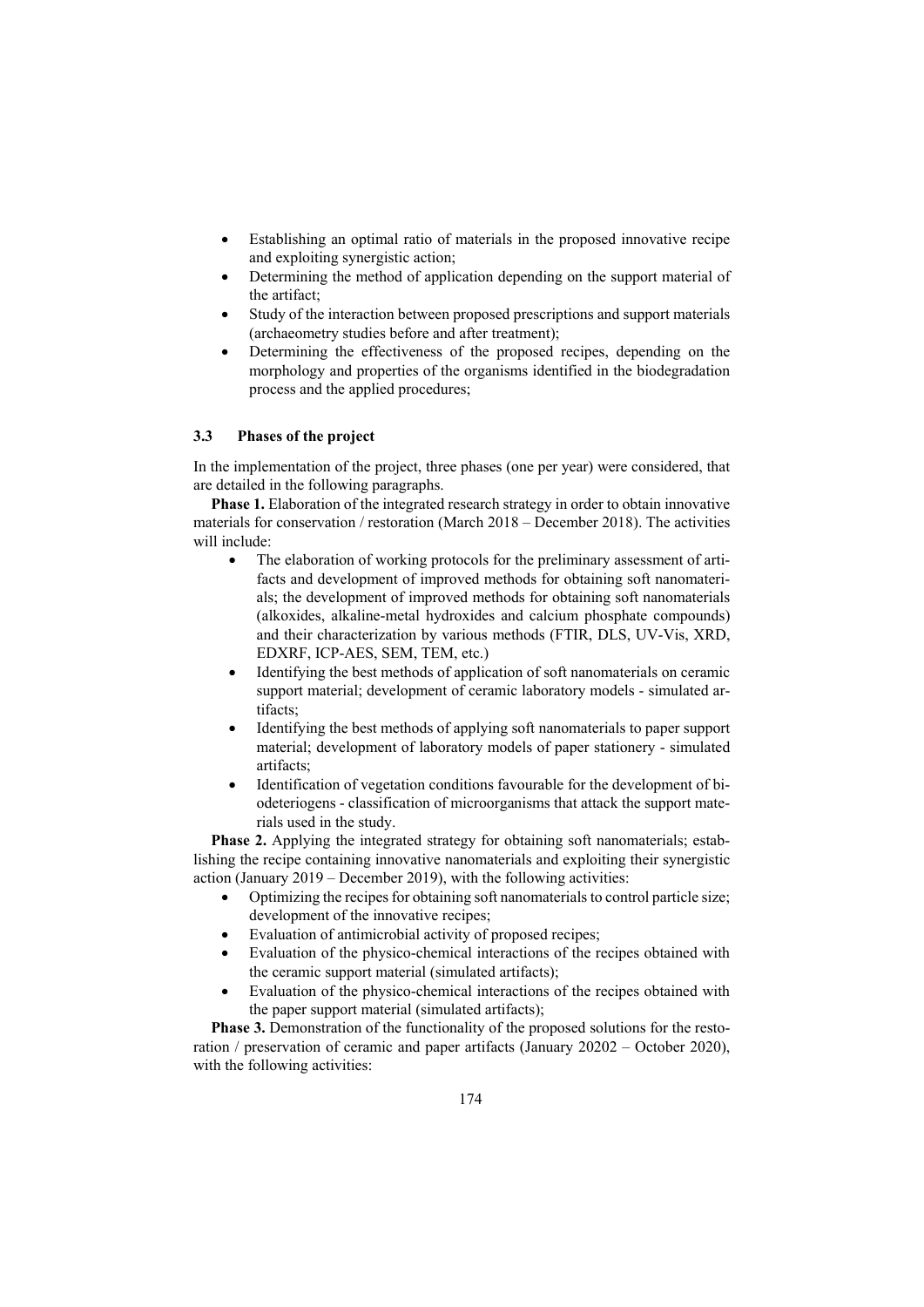- Establishing an optimal ratio of materials in the proposed innovative recipe and exploiting synergistic action;
- Determining the method of application depending on the support material of the artifact;
- Study of the interaction between proposed prescriptions and support materials (archaeometry studies before and after treatment);
- Determining the effectiveness of the proposed recipes, depending on the morphology and properties of the organisms identified in the biodegradation process and the applied procedures;

### 3.3 Phases of the project

In the implementation of the project, three phases (one per year) were considered, that are detailed in the following paragraphs.

**Phase 1.** Elaboration of the integrated research strategy in order to obtain innovative materials for conservation / restoration (March 2018 – December 2018). The activities will include:

- The elaboration of working protocols for the preliminary assessment of artifacts and development of improved methods for obtaining soft nanomaterials; the development of improved methods for obtaining soft nanomaterials (alkoxides, alkaline-metal hydroxides and calcium phosphate compounds) and their characterization by various methods (FTIR, DLS, UV-Vis, XRD, EDXRF, ICP-AES, SEM, TEM, etc.)
- Identifying the best methods of application of soft nanomaterials on ceramic support material; development of ceramic laboratory models - simulated artifacts;
- Identifying the best methods of applying soft nanomaterials to paper support material; development of laboratory models of paper stationery - simulated artifacts;
- Identification of vegetation conditions favourable for the development of biodeteriogens - classification of microorganisms that attack the support materials used in the study.

**Phase 2.** Applying the integrated strategy for obtaining soft nanomaterials; establishing the recipe containing innovative nanomaterials and exploiting their synergistic action (January 2019 – December 2019), with the following activities:

- Optimizing the recipes for obtaining soft nanomaterials to control particle size; development of the innovative recipes;
- Evaluation of antimicrobial activity of proposed recipes;
- Evaluation of the physico-chemical interactions of the recipes obtained with the ceramic support material (simulated artifacts);
- Evaluation of the physico-chemical interactions of the recipes obtained with the paper support material (simulated artifacts);

**Phase 3.** Demonstration of the functionality of the proposed solutions for the restoration / preservation of ceramic and paper artifacts (January 20202 – October 2020), with the following activities: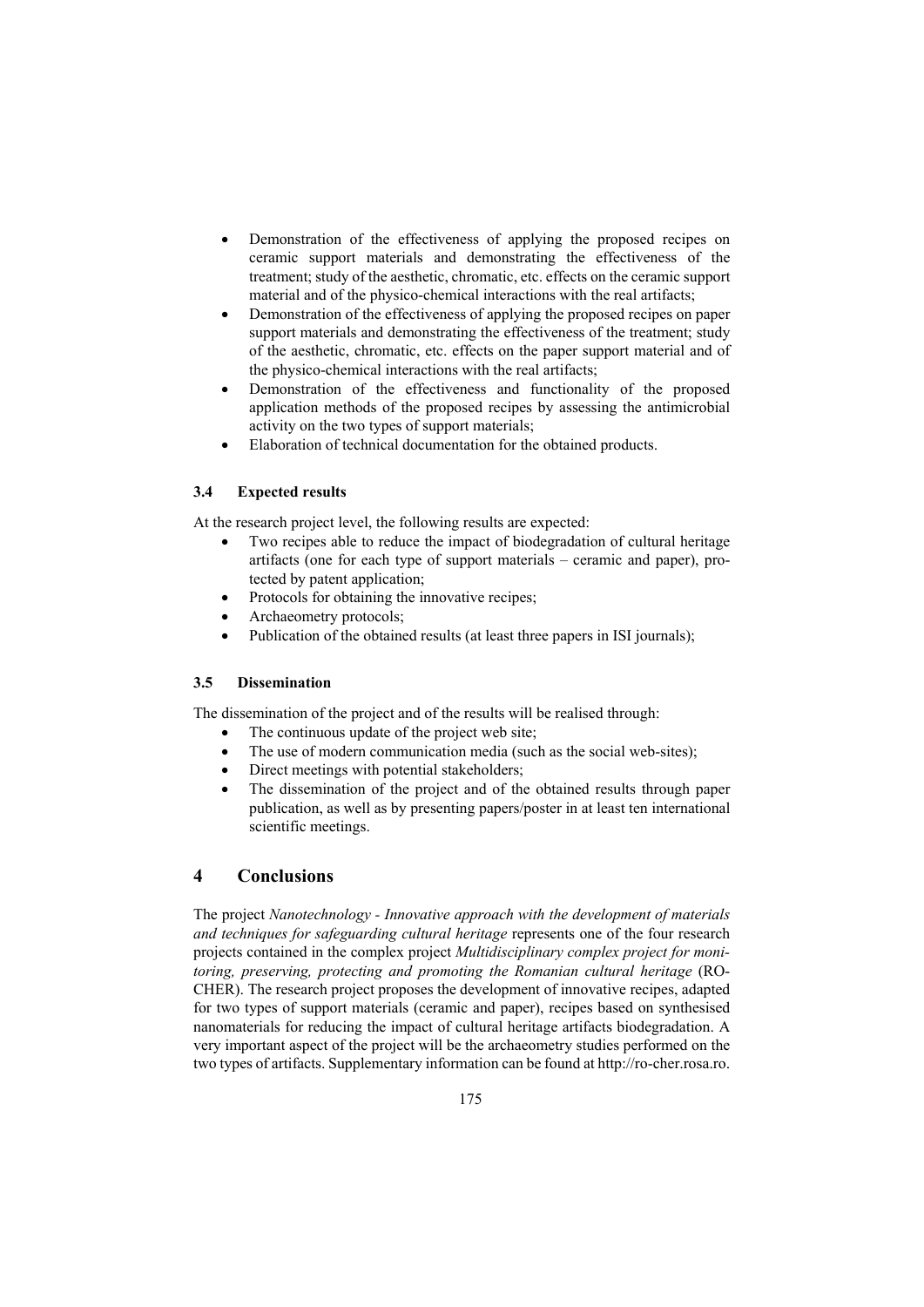- Demonstration of the effectiveness of applying the proposed recipes on ceramic support materials and demonstrating the effectiveness of the treatment; study of the aesthetic, chromatic, etc. effects on the ceramic support material and of the physico-chemical interactions with the real artifacts;
- Demonstration of the effectiveness of applying the proposed recipes on paper support materials and demonstrating the effectiveness of the treatment; study of the aesthetic, chromatic, etc. effects on the paper support material and of the physico-chemical interactions with the real artifacts;
- Demonstration of the effectiveness and functionality of the proposed application methods of the proposed recipes by assessing the antimicrobial activity on the two types of support materials;
- Elaboration of technical documentation for the obtained products.

### 3.4 Expected results

At the research project level, the following results are expected:

- Two recipes able to reduce the impact of biodegradation of cultural heritage artifacts (one for each type of support materials – ceramic and paper), protected by patent application;
- Protocols for obtaining the innovative recipes;
- Archaeometry protocols;
- Publication of the obtained results (at least three papers in ISI journals);

### 3.5 Dissemination

The dissemination of the project and of the results will be realised through:

- The continuous update of the project web site;
- The use of modern communication media (such as the social web-sites);
- Direct meetings with potential stakeholders;
- The dissemination of the project and of the obtained results through paper publication, as well as by presenting papers/poster in at least ten international scientific meetings.

## 4 Conclusions

The project *Nanotechnology - Innovative approach with the development of materials and techniques for safeguarding cultural heritage* represents one of the four research projects contained in the complex project *Multidisciplinary complex project for monitoring, preserving, protecting and promoting the Romanian cultural heritage* (RO-CHER). The research project proposes the development of innovative recipes, adapted for two types of support materials (ceramic and paper), recipes based on synthesised nanomaterials for reducing the impact of cultural heritage artifacts biodegradation. A very important aspect of the project will be the archaeometry studies performed on the two types of artifacts. Supplementary information can be found at http://ro-cher.rosa.ro.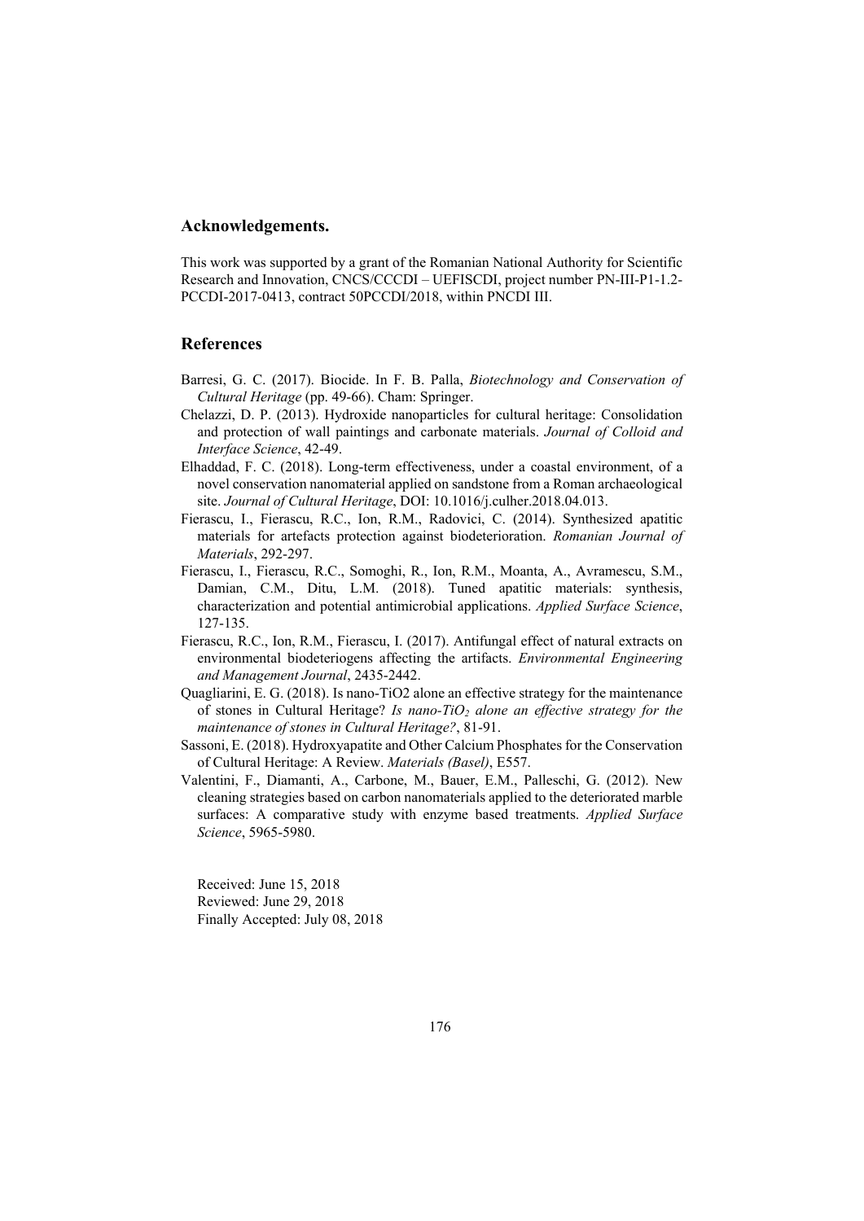## Acknowledgements.

This work was supported by a grant of the Romanian National Authority for Scientific Research and Innovation, CNCS/CCCDI – UEFISCDI, project number PN-III-P1-1.2-PCCDI-2017-0413, contract 50PCCDI/2018, within PNCDI III.

## References

Barresi, G. C. (2017). Biocide. In F. B. Palla, *Biotechnology and Conservation of Cultural Heritage* (pp. 49-66). Cham: Springer.

Chelazzi, D. P. (2013). Hydroxide nanoparticles for cultural heritage: Consolidation and protection of wall paintings and carbonate materials. *Journal of Colloid and Interface Science*, 42-49.

Elhaddad, F. C. (2018). Long-term effectiveness, under a coastal environment, of a novel conservation nanomaterial applied on sandstone from a Roman archaeological site. *Journal of Cultural Heritage*, DOI: 10.1016/j.culher.2018.04.013.

Fierascu, I., Fierascu, R.C., Ion, R.M., Radovici, C. (2014). Synthesized apatitic materials for artefacts protection against biodeterioration. *Romanian Journal of Materials*, 292-297.

Fierascu, I., Fierascu, R.C., Somoghi, R., Ion, R.M., Moanta, A., Avramescu, S.M., Damian, C.M., Ditu, L.M. (2018). Tuned apatitic materials: synthesis, characterization and potential antimicrobial applications. *Applied Surface Science*, 127-135.

Fierascu, R.C., Ion, R.M., Fierascu, I. (2017). Antifungal effect of natural extracts on environmental biodeteriogens affecting the artifacts. *Environmental Engineering and Management Journal*, 2435-2442.

Quagliarini, E. G. (2018). Is nano-TiO2 alone an effective strategy for the maintenance of stones in Cultural Heritage? *Is nano-$TiO_2$ alone an effective strategy for the maintenance of stones in Cultural Heritage?*, 81-91.

Sassoni, E. (2018). Hydroxyapatite and Other Calcium Phosphates for the Conservation of Cultural Heritage: A Review. *Materials (Basel)*, E557.

Valentini, F., Diamanti, A., Carbone, M., Bauer, E.M., Palleschi, G. (2012). New cleaning strategies based on carbon nanomaterials applied to the deteriorated marble surfaces: A comparative study with enzyme based treatments. *Applied Surface Science*, 5965-5980.

Received: June 15, 2018
Reviewed: June 29, 2018
Finally Accepted: July 08, 2018